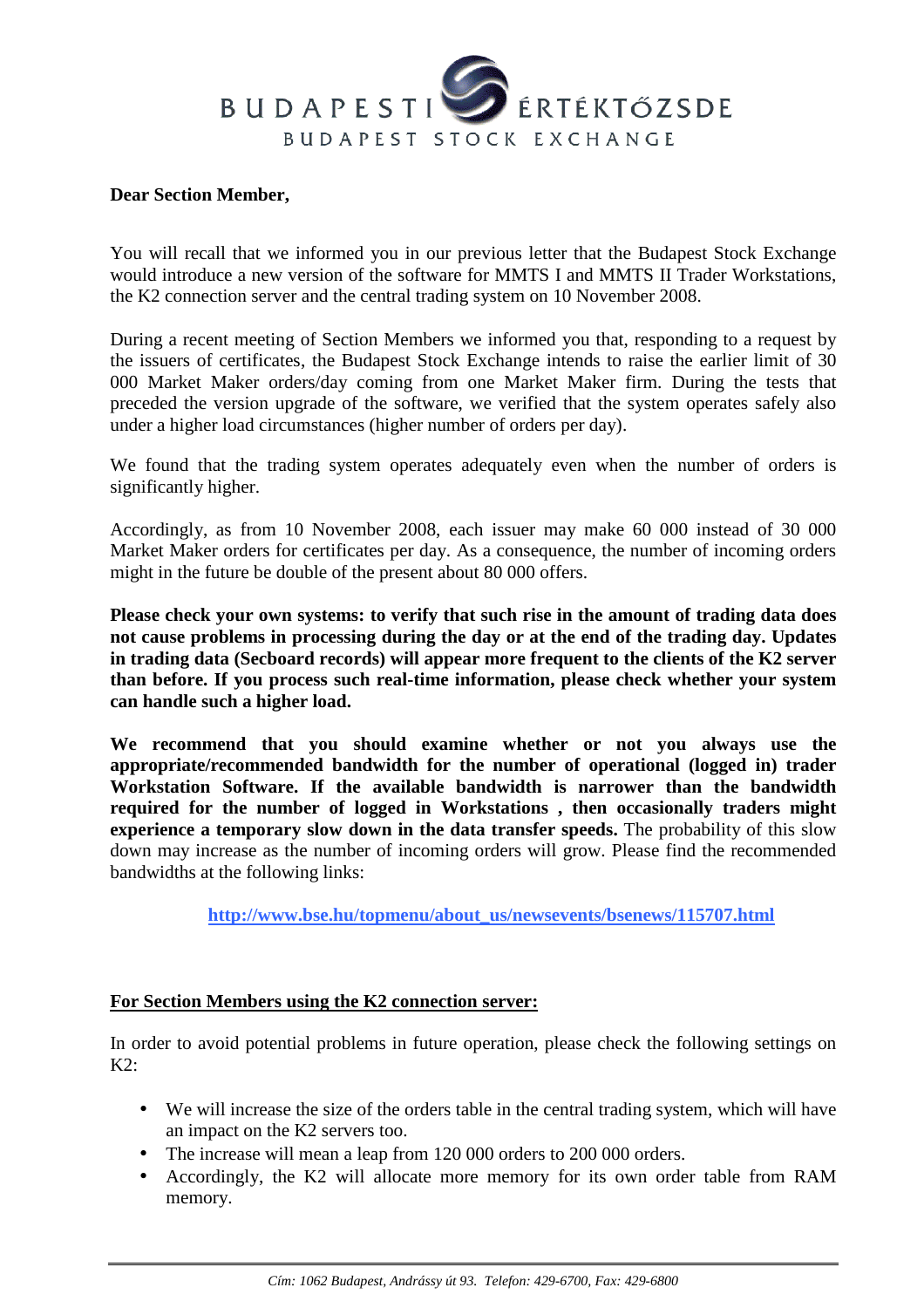**Dear Section Member,**

You will recall that we informed you in our previous letter that the Budapest Stock Exchange would introduce a new version of the software for MMTS I and MMTS II Trader Workstations, the K2 connection server and the central trading system on 10 November 2008.

During a recent meeting of Section Members we informed you that, responding to a request by the issuers of certificates, the Budapest Stock Exchange intends to raise the earlier limit of 30 000 Market Maker orders/day coming from one Market Maker firm. During the tests that preceded the version upgrade of the software, we verified that the system operates safely also under a higher load circumstances (higher number of orders per day).

We found that the trading system operates adequately even when the number of orders is significantly higher.

Accordingly, as from 10 November 2008, each issuer may make 60 000 instead of 30 000 Market Maker orders for certificates per day. As a consequence, the number of incoming orders might in the future be double of the present about 80 000 offers.

**Please check your own systems: to verify that such rise in the amount of trading data does not cause problems in processing during the day or at the end of the trading day. Updates in trading data (Secboard records) will appear more frequent to the clients of the K2 server than before. If you process such real-time information, please check whether your system can handle such a higher load.**

**We recommend that you should examine whether or not you always use the appropriate/recommended bandwidth for the number of operational (logged in) trader Workstation Software. If the available bandwidth is narrower than the bandwidth required for the number of logged in Workstations , then occasionally traders might experience a temporary slow down in the data transfer speeds.** The probability of this slow down may increase as the number of incoming orders will grow. Please find the recommended bandwidths at the following links:

http://www.bse.hu/topmenu/about_us/newsevents/bsenews/115707.html

**For Section Members using the K2 connection server:**

In order to avoid potential problems in future operation, please check the following settings on K2:

- We will increase the size of the orders table in the central trading system, which will have an impact on the K2 servers too.
- The increase will mean a leap from 120 000 orders to 200 000 orders.
- Accordingly, the K2 will allocate more memory for its own order table from RAM memory.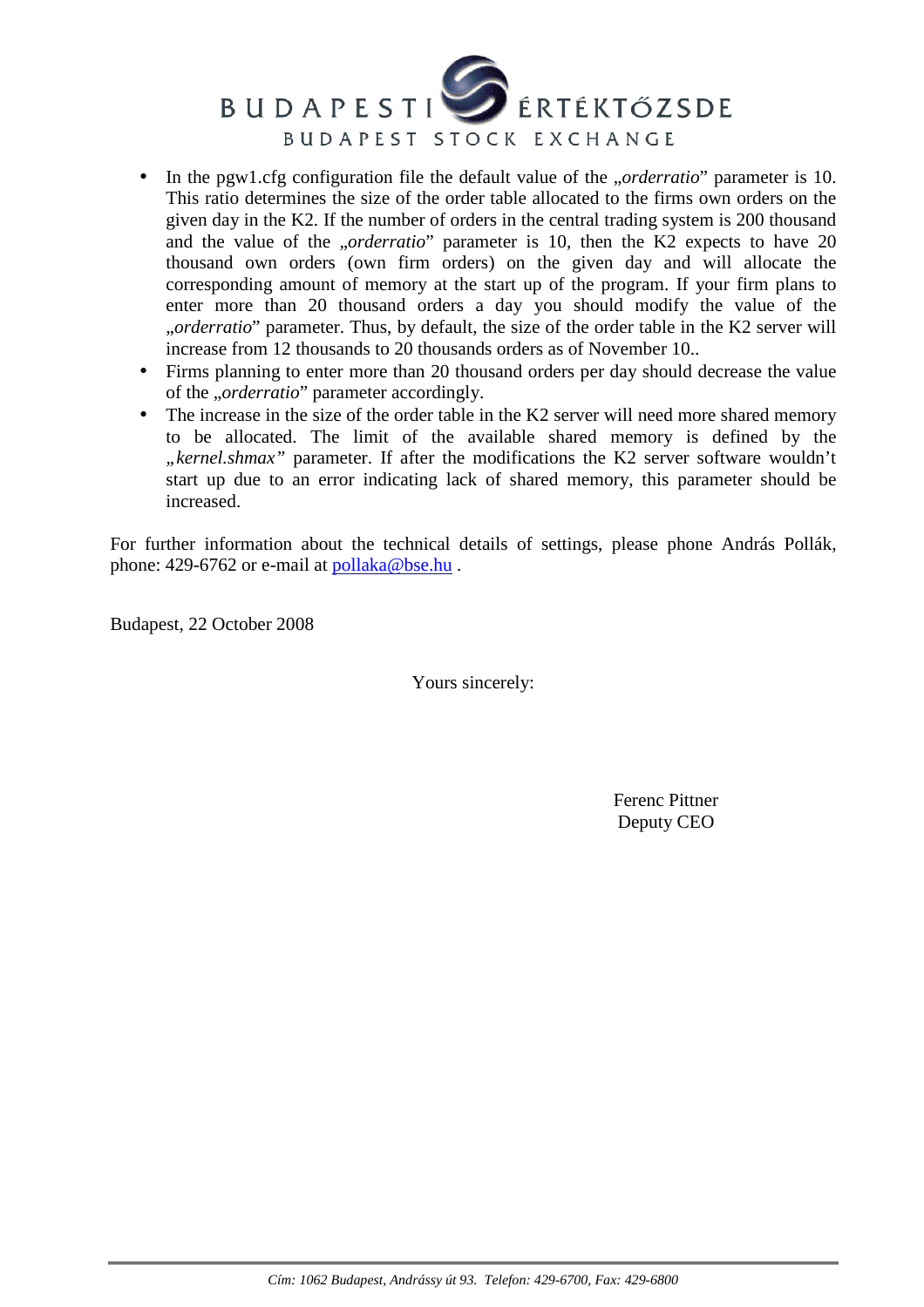- In the pgw1.cfg configuration file the default value of the „*orderratio*” parameter is 10. This ratio determines the size of the order table allocated to the firms own orders on the given day in the K2. If the number of orders in the central trading system is 200 thousand and the value of the „*orderratio*” parameter is 10, then the K2 expects to have 20 thousand own orders (own firm orders) on the given day and will allocate the corresponding amount of memory at the start up of the program. If your firm plans to enter more than 20 thousand orders a day you should modify the value of the „*orderratio*” parameter. Thus, by default, the size of the order table in the K2 server will increase from 12 thousands to 20 thousands orders as of November 10..
- Firms planning to enter more than 20 thousand orders per day should decrease the value of the „*orderratio*” parameter accordingly.
- The increase in the size of the order table in the K2 server will need more shared memory to be allocated. The limit of the available shared memory is defined by the „*kernel.shmax*” parameter. If after the modifications the K2 server software wouldn't start up due to an error indicating lack of shared memory, this parameter should be increased.

For further information about the technical details of settings, please phone András Pollák, phone: 429-6762 or e-mail at pollaka@bse.hu .

Budapest, 22 October 2008

Yours sincerely:

Ferenc Pittner
Deputy CEO